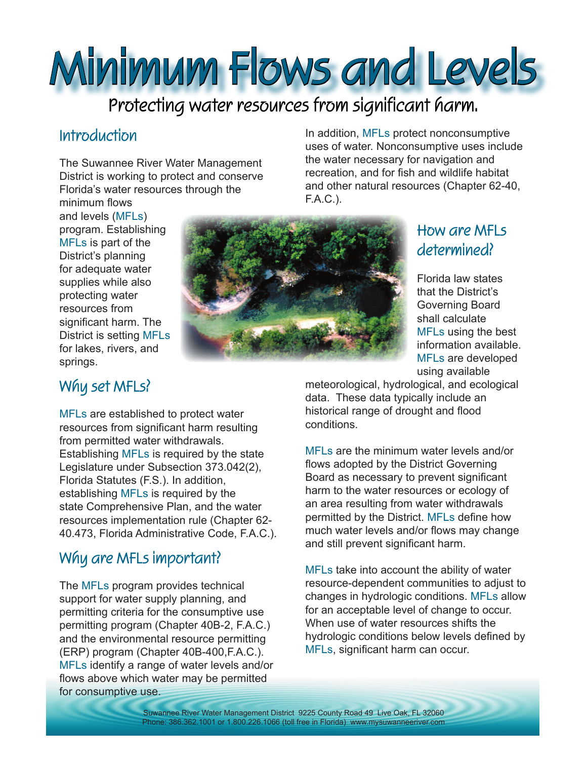# Minimum Flows and Levels

Protecting water resources from significant harm.

## Introduction

The Suwannee River Water Management District is working to protect and conserve Florida's water resources through the minimum flows and levels (MFLs) program. Establishing MFLs is part of the District's planning for adequate water supplies while also protecting water resources from significant harm. The District is setting MFLs for lakes, rivers, and springs.

## Why set MFLs?

MFLs are established to protect water resources from significant harm resulting from permitted water withdrawals. Establishing MFLs is required by the state Legislature under Subsection 373.042(2), Florida Statutes (F.S.). In addition, establishing MFLs is required by the state Comprehensive Plan, and the water resources implementation rule (Chapter 62-40.473, Florida Administrative Code, F.A.C.).

## Why are MFLs important?

The MFLs program provides technical support for water supply planning, and permitting criteria for the consumptive use permitting program (Chapter 40B-2, F.A.C.) and the environmental resource permitting (ERP) program (Chapter 40B-400,F.A.C.). MFLs identify a range of water levels and/or flows above which water may be permitted for consumptive use.

In addition, MFLs protect nonconsumptive uses of water. Nonconsumptive uses include the water necessary for navigation and recreation, and for fish and wildlife habitat and other natural resources (Chapter 62-40, F.A.C.).

## How are MFLs determined?

Florida law states that the District's Governing Board shall calculate MFLs using the best information available. MFLs are developed using available meteorological, hydrological, and ecological data. These data typically include an historical range of drought and flood conditions.

MFLs are the minimum water levels and/or flows adopted by the District Governing Board as necessary to prevent significant harm to the water resources or ecology of an area resulting from water withdrawals permitted by the District. MFLs define how much water levels and/or flows may change and still prevent significant harm.

MFLs take into account the ability of water resource-dependent communities to adjust to changes in hydrologic conditions. MFLs allow for an acceptable level of change to occur. When use of water resources shifts the hydrologic conditions below levels defined by MFLs, significant harm can occur.

Suwannee River Water Management District 9225 County Road 49 Live Oak, FL 32060
Phone: 386.362.1001 or 1.800.226.1066 (toll free in Florida) www.mysuwanneeriver.com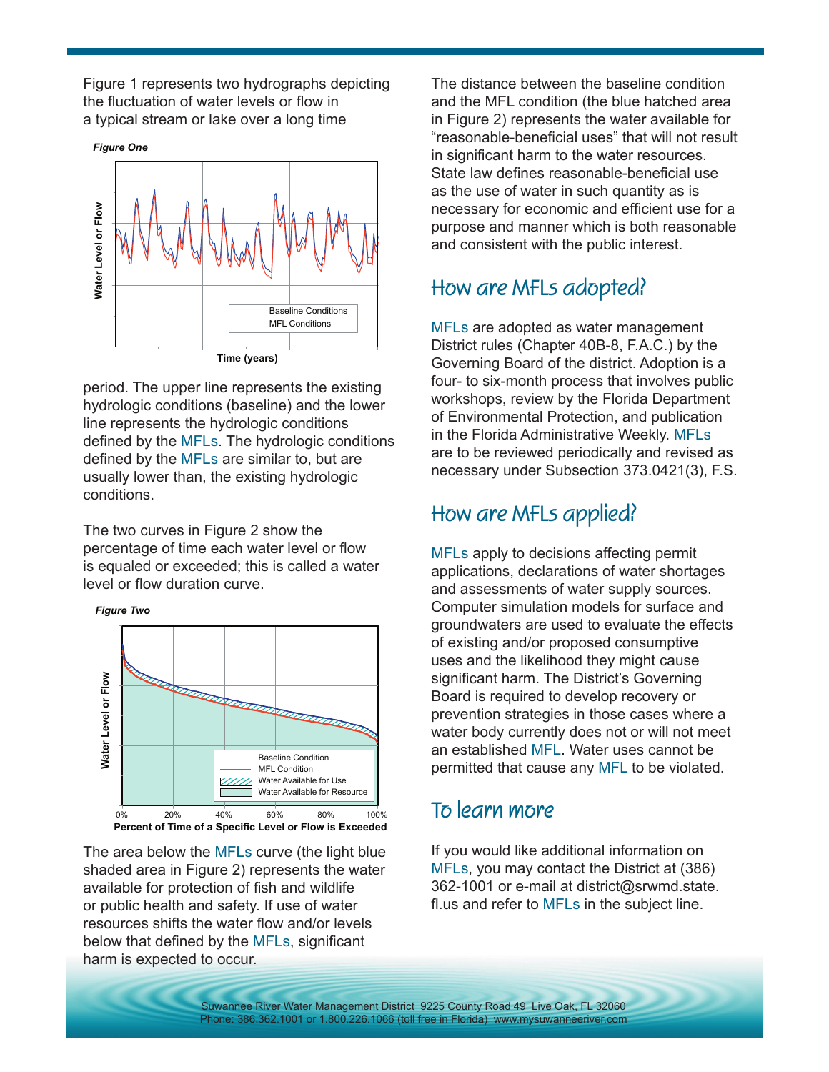Figure 1 represents two hydrographs depicting the fluctuation of water levels or flow in a typical stream or lake over a long time

*Figure One*

Water Level or Flow

Baseline Conditions

MFL Conditions

Time (years)

period. The upper line represents the existing hydrologic conditions (baseline) and the lower line represents the hydrologic conditions defined by the MFLs. The hydrologic conditions defined by the MFLs are similar to, but are usually lower than, the existing hydrologic conditions.

The two curves in Figure 2 show the percentage of time each water level or flow is equaled or exceeded; this is called a water level or flow duration curve.

*Figure Two*

Water Level or Flow

Baseline Condition

MFL Condition

Water Available for Use

Water Available for Resource

0% 20% 40% 60% 80% 100%

Percent of Time of a Specific Level or Flow is Exceeded

The area below the MFLs curve (the light blue shaded area in Figure 2) represents the water available for protection of fish and wildlife or public health and safety. If use of water resources shifts the water flow and/or levels below that defined by the MFLs, significant harm is expected to occur.

The distance between the baseline condition and the MFL condition (the blue hatched area in Figure 2) represents the water available for "reasonable-beneficial uses" that will not result in significant harm to the water resources. State law defines reasonable-beneficial use as the use of water in such quantity as is necessary for economic and efficient use for a purpose and manner which is both reasonable and consistent with the public interest.

## How are MFLs adopted?

MFLs are adopted as water management District rules (Chapter 40B-8, F.A.C.) by the Governing Board of the district. Adoption is a four- to six-month process that involves public workshops, review by the Florida Department of Environmental Protection, and publication in the Florida Administrative Weekly. MFLs are to be reviewed periodically and revised as necessary under Subsection 373.0421(3), F.S.

## How are MFLs applied?

MFLs apply to decisions affecting permit applications, declarations of water shortages and assessments of water supply sources. Computer simulation models for surface and groundwaters are used to evaluate the effects of existing and/or proposed consumptive uses and the likelihood they might cause significant harm. The District's Governing Board is required to develop recovery or prevention strategies in those cases where a water body currently does not or will not meet an established MFL. Water uses cannot be permitted that cause any MFL to be violated.

## To learn more

If you would like additional information on MFLs, you may contact the District at (386) 362-1001 or e-mail at district@srwmd.state.fl.us and refer to MFLs in the subject line.

Suwannee River Water Management District 9225 County Road 49 Live Oak, FL 32060
Phone: 386.362.1001 or 1.800.226.1066 (toll free in Florida) www.mysuwanneeriver.com